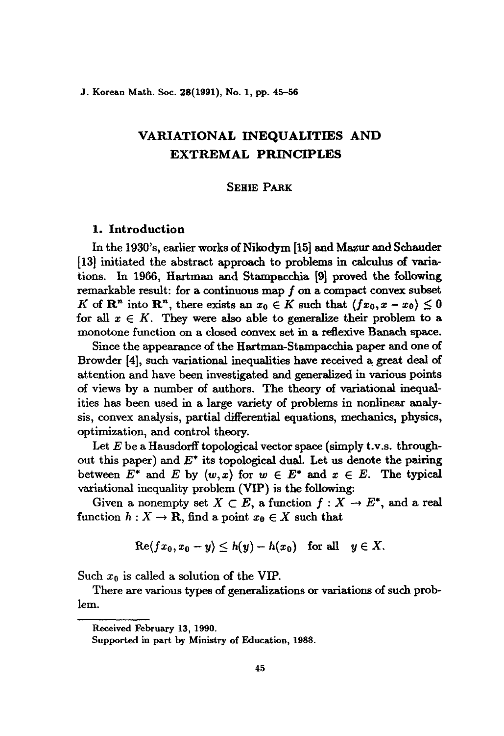# VARIATIONAL INEQUALITIES AND EXTREMAL PRINCIPLES

SEHIE PARK

## 1. Introduction

In the 1930's, earlier works of Nikodym [15] and Mazur and Schauder [13] initiated the abstract approach to problems in calculus of variations. In 1966, Hartman and Stampacchia [9] proved the following remarkable result: for a continuous map $f$ on a compact convex subset $K$ of $\mathbf{R}^n$ into $\mathbf{R}^n$, there exists an $x_0 \in K$ such that $\langle fx_0, x - x_0 \rangle \leq 0$ for all $x \in K$. They were also able to generalize their problem to a monotone function on a closed convex set in a reflexive Banach space.

Since the appearance of the Hartman-Stampacchia paper and one of Browder [4], such variational inequalities have received a great deal of attention and have been investigated and generalized in various points of views by a number of authors. The theory of variational inequalities has been used in a large variety of problems in nonlinear analysis, convex analysis, partial differential equations, mechanics, physics, optimization, and control theory.

Let $E$ be a Hausdorff topological vector space (simply t.v.s. throughout this paper) and $E^*$ its topological dual. Let us denote the pairing between $E^*$ and $E$ by $\langle w, x \rangle$ for $w \in E^*$ and $x \in E$. The typical variational inequality problem (VIP) is the following:

Given a nonempty set $X \subset E$, a function $f : X \to E^*$, and a real function $h : X \to \mathbf{R}$, find a point $x_0 \in X$ such that

$$\mathrm{Re}\langle fx_0, x_0 - y \rangle \leq h(y) - h(x_0) \quad \text{for all} \quad y \in X.$$

Such $x_0$ is called a solution of the VIP.

There are various types of generalizations or variations of such problem.

---

Received February 13, 1990.

Supported in part by Ministry of Education, 1988.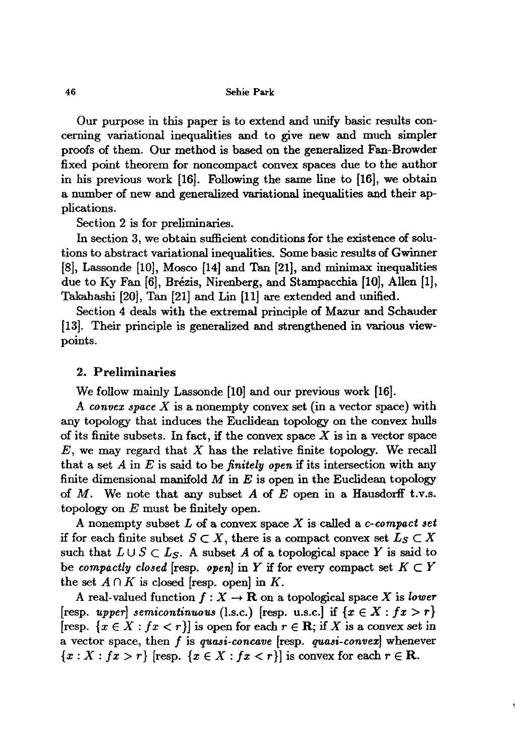Our purpose in this paper is to extend and unify basic results concerning variational inequalities and to give new and much simpler proofs of them. Our method is based on the generalized Fan-Browder fixed point theorem for noncompact convex spaces due to the author in his previous work [16]. Following the same line to [16], we obtain a number of new and generalized variational inequalities and their applications.

Section 2 is for preliminaries.

In section 3, we obtain sufficient conditions for the existence of solutions to abstract variational inequalities. Some basic results of Gwinner [8], Lassonde [10], Mosco [14] and Tan [21], and minimax inequalities due to Ky Fan [6], Brézis, Nirenberg, and Stampacchia [10], Allen [1], Takahashi [20], Tan [21] and Lin [11] are extended and unified.

Section 4 deals with the extremal principle of Mazur and Schauder [13]. Their principle is generalized and strengthened in various viewpoints.

## 2. Preliminaries

We follow mainly Lassonde [10] and our previous work [16].

A *convex space* $X$ is a nonempty convex set (in a vector space) with any topology that induces the Euclidean topology on the convex hulls of its finite subsets. In fact, if the convex space $X$ is in a vector space $E$, we may regard that $X$ has the relative finite topology. We recall that a set $A$ in $E$ is said to be *finitely open* if its intersection with any finite dimensional manifold $M$ in $E$ is open in the Euclidean topology of $M$. We note that any subset $A$ of $E$ open in a Hausdorff t.v.s. topology on $E$ must be finitely open.

A nonempty subset $L$ of a convex space $X$ is called a *c-compact set* if for each finite subset $S \subset X$, there is a compact convex set $L_S \subset X$ such that $L \cup S \subset L_S$. A subset $A$ of a topological space $Y$ is said to be *compactly closed* [resp. *open*] in $Y$ if for every compact set $K \subset Y$ the set $A \cap K$ is closed [resp. open] in $K$.

A real-valued function $f : X \to \mathbf{R}$ on a topological space $X$ is *lower* [resp. *upper*] *semicontinuous* (l.s.c.) [resp. u.s.c.] if $\{x \in X : fx > r\}$ [resp. $\{x \in X : fx < r\}$] is open for each $r \in \mathbf{R}$; if $X$ is a convex set in a vector space, then $f$ is *quasi-concave* [resp. *quasi-convex*] whenever $\{x : X : fx > r\}$ [resp. $\{x \in X : fx < r\}$] is convex for each $r \in \mathbf{R}$.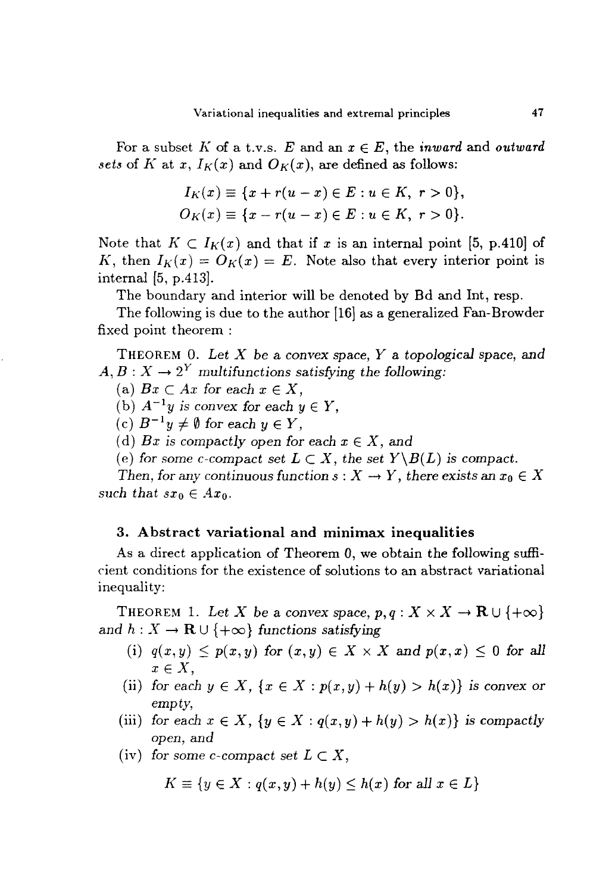For a subset $K$ of a t.v.s. $E$ and an $x \in E$, the *inward* and *outward sets* of $K$ at $x$, $I_K(x)$ and $O_K(x)$, are defined as follows:

$$I_K(x) \equiv \{x + r(u - x) \in E : u \in K,\ r > 0\},$$
$$O_K(x) \equiv \{x - r(u - x) \in E : u \in K,\ r > 0\}.$$

Note that $K \subset I_K(x)$ and that if $x$ is an internal point [5, p.410] of $K$, then $I_K(x) = O_K(x) = E$. Note also that every interior point is internal [5, p.413].

The boundary and interior will be denoted by Bd and Int, resp.

The following is due to the author [16] as a generalized Fan-Browder fixed point theorem :

THEOREM 0. *Let $X$ be a convex space, $Y$ a topological space, and $A, B : X \to 2^Y$ multifunctions satisfying the following:*

(a) *$Bx \subset Ax$ for each $x \in X$,*

(b) *$A^{-1}y$ is convex for each $y \in Y$,*

(c) *$B^{-1}y \neq \emptyset$ for each $y \in Y$,*

(d) *$Bx$ is compactly open for each $x \in X$, and*

(e) *for some c-compact set $L \subset X$, the set $Y \backslash B(L)$ is compact.*

*Then, for any continuous function $s : X \to Y$, there exists an $x_0 \in X$ such that $sx_0 \in Ax_0$.*

## 3. Abstract variational and minimax inequalities

As a direct application of Theorem 0, we obtain the following sufficient conditions for the existence of solutions to an abstract variational inequality:

THEOREM 1. *Let $X$ be a convex space, $p, q : X \times X \to \mathbf{R} \cup \{+\infty\}$ and $h : X \to \mathbf{R} \cup \{+\infty\}$ functions satisfying*

(i) *$q(x, y) \leq p(x, y)$ for $(x, y) \in X \times X$ and $p(x, x) \leq 0$ for all $x \in X$,*

(ii) *for each $y \in X$, $\{x \in X : p(x, y) + h(y) > h(x)\}$ is convex or empty,*

(iii) *for each $x \in X$, $\{y \in X : q(x, y) + h(y) > h(x)\}$ is compactly open, and*

(iv) *for some c-compact set $L \subset X$,*

$$K \equiv \{y \in X : q(x, y) + h(y) \leq h(x) \text{ for all } x \in L\}$$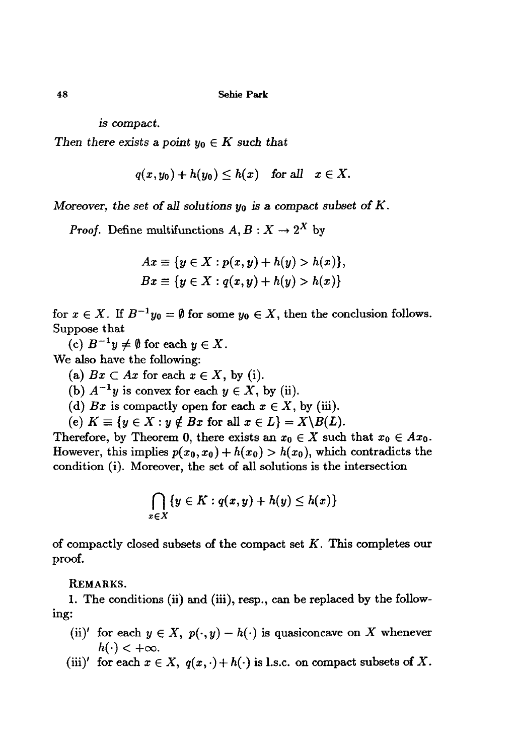*is compact.*

*Then there exists a point $y_0 \in K$ such that*

$$q(x, y_0) + h(y_0) \leq h(x) \quad \text{for all} \quad x \in X.$$

*Moreover, the set of all solutions $y_0$ is a compact subset of $K$.*

*Proof.* Define multifunctions $A, B : X \to 2^X$ by

$$Ax \equiv \{y \in X : p(x, y) + h(y) > h(x)\},$$
$$Bx \equiv \{y \in X : q(x, y) + h(y) > h(x)\}$$

for $x \in X$. If $B^{-1}y_0 = \emptyset$ for some $y_0 \in X$, then the conclusion follows. Suppose that

(c) $B^{-1}y \neq \emptyset$ for each $y \in X$.

We also have the following:

(a) $Bx \subset Ax$ for each $x \in X$, by (i).

(b) $A^{-1}y$ is convex for each $y \in X$, by (ii).

(d) $Bx$ is compactly open for each $x \in X$, by (iii).

(e) $K \equiv \{y \in X : y \notin Bx \text{ for all } x \in L\} = X \backslash B(L)$.

Therefore, by Theorem 0, there exists an $x_0 \in X$ such that $x_0 \in Ax_0$. However, this implies $p(x_0, x_0) + h(x_0) > h(x_0)$, which contradicts the condition (i). Moreover, the set of all solutions is the intersection

$$\bigcap_{x \in X} \{y \in K : q(x, y) + h(y) \leq h(x)\}$$

of compactly closed subsets of the compact set $K$. This completes our proof.

REMARKS.

1. The conditions (ii) and (iii), resp., can be replaced by the following:

(ii)′ for each $y \in X$, $p(\cdot, y) - h(\cdot)$ is quasiconcave on $X$ whenever $h(\cdot) < +\infty$.

(iii)′ for each $x \in X$, $q(x, \cdot) + h(\cdot)$ is l.s.c. on compact subsets of $X$.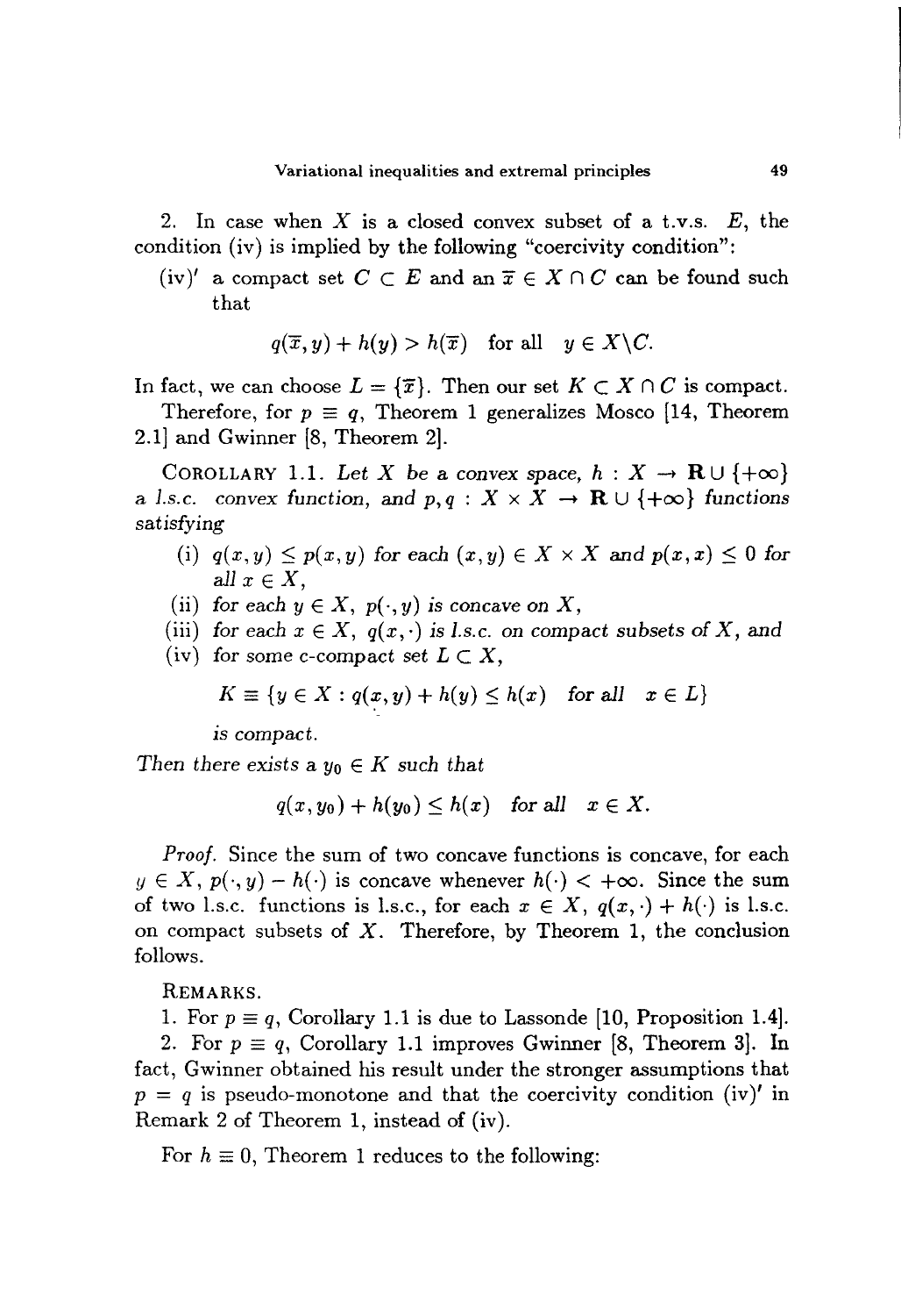2. In case when $X$ is a closed convex subset of a t.v.s. $E$, the condition (iv) is implied by the following "coercivity condition":

(iv)′ a compact set $C \subset E$ and an $\bar{x} \in X \cap C$ can be found such that

$$q(\bar{x}, y) + h(y) > h(\bar{x}) \quad \text{for all} \quad y \in X \backslash C.$$

In fact, we can choose $L = \{\bar{x}\}$. Then our set $K \subset X \cap C$ is compact.

Therefore, for $p \equiv q$, Theorem 1 generalizes Mosco [14, Theorem 2.1] and Gwinner [8, Theorem 2].

COROLLARY 1.1. *Let $X$ be a convex space, $h : X \to \mathbf{R} \cup \{+\infty\}$ a l.s.c. convex function, and $p, q : X \times X \to \mathbf{R} \cup \{+\infty\}$ functions satisfying*

(i) *$q(x, y) \leq p(x, y)$ for each $(x, y) \in X \times X$ and $p(x, x) \leq 0$ for all $x \in X$,*

(ii) *for each $y \in X$, $p(\cdot, y)$ is concave on $X$,*

(iii) *for each $x \in X$, $q(x, \cdot)$ is l.s.c. on compact subsets of $X$, and*

(iv) *for some c-compact set $L \subset X$,*

$$K \equiv \{y \in X : q(x, y) + h(y) \leq h(x) \quad \text{for all} \quad x \in L\}$$

*is compact.*

*Then there exists a $y_0 \in K$ such that*

$$q(x, y_0) + h(y_0) \leq h(x) \quad \text{for all} \quad x \in X.$$

*Proof.* Since the sum of two concave functions is concave, for each $y \in X$, $p(\cdot, y) - h(\cdot)$ is concave whenever $h(\cdot) < +\infty$. Since the sum of two l.s.c. functions is l.s.c., for each $x \in X$, $q(x, \cdot) + h(\cdot)$ is l.s.c. on compact subsets of $X$. Therefore, by Theorem 1, the conclusion follows.

REMARKS.

1. For $p \equiv q$, Corollary 1.1 is due to Lassonde [10, Proposition 1.4].

2. For $p \equiv q$, Corollary 1.1 improves Gwinner [8, Theorem 3]. In fact, Gwinner obtained his result under the stronger assumptions that $p = q$ is pseudo-monotone and that the coercivity condition (iv)′ in Remark 2 of Theorem 1, instead of (iv).

For $h \equiv 0$, Theorem 1 reduces to the following: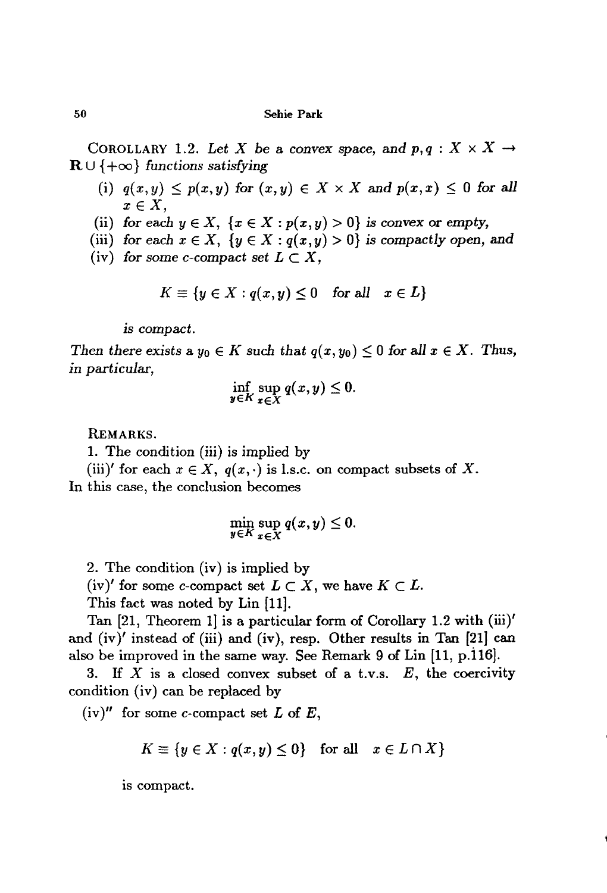COROLLARY 1.2. *Let $X$ be a convex space, and $p, q : X \times X \to \mathbf{R} \cup \{+\infty\}$ functions satisfying*

(i) *$q(x,y) \leq p(x,y)$ for $(x,y) \in X \times X$ and $p(x,x) \leq 0$ for all $x \in X$,*

(ii) *for each $y \in X$, $\{x \in X : p(x,y) > 0\}$ is convex or empty,*

(iii) *for each $x \in X$, $\{y \in X : q(x,y) > 0\}$ is compactly open, and*

(iv) *for some c-compact set $L \subset X$,*

$$K \equiv \{y \in X : q(x,y) \leq 0 \quad \text{for all} \quad x \in L\}$$

*is compact.*

*Then there exists a $y_0 \in K$ such that $q(x, y_0) \leq 0$ for all $x \in X$. Thus, in particular,*

$$\inf_{y \in K} \sup_{x \in X} q(x,y) \leq 0.$$

REMARKS.

1. The condition (iii) is implied by

(iii)′ for each $x \in X$, $q(x, \cdot)$ is l.s.c. on compact subsets of $X$.

In this case, the conclusion becomes

$$\min_{y \in K} \sup_{x \in X} q(x,y) \leq 0.$$

2. The condition (iv) is implied by

(iv)′ for some $c$-compact set $L \subset X$, we have $K \subset L$.

This fact was noted by Lin [11].

Tan [21, Theorem 1] is a particular form of Corollary 1.2 with (iii)′ and (iv)′ instead of (iii) and (iv), resp. Other results in Tan [21] can also be improved in the same way. See Remark 9 of Lin [11, p.116].

3. If $X$ is a closed convex subset of a t.v.s. $E$, the coercivity condition (iv) can be replaced by

(iv)″ for some $c$-compact set $L$ of $E$,

$$K \equiv \{y \in X : q(x,y) \leq 0\} \quad \text{for all} \quad x \in L \cap X\}$$

is compact.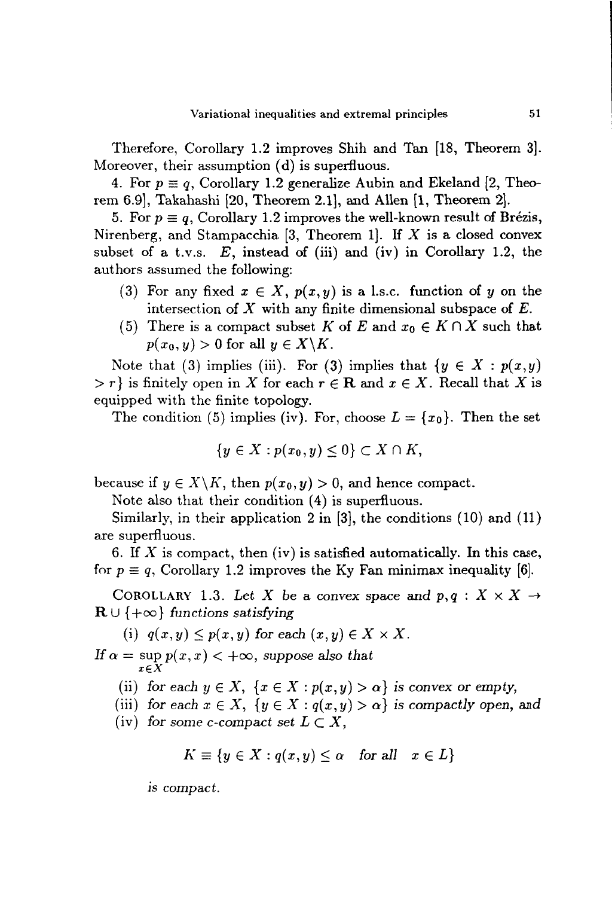Therefore, Corollary 1.2 improves Shih and Tan [18, Theorem 3]. Moreover, their assumption (d) is superfluous.

4. For $p \equiv q$, Corollary 1.2 generalize Aubin and Ekeland [2, Theorem 6.9], Takahashi [20, Theorem 2.1], and Allen [1, Theorem 2].

5. For $p \equiv q$, Corollary 1.2 improves the well-known result of Brézis, Nirenberg, and Stampacchia [3, Theorem 1]. If $X$ is a closed convex subset of a t.v.s. $E$, instead of (iii) and (iv) in Corollary 1.2, the authors assumed the following:

(3) For any fixed $x \in X$, $p(x, y)$ is a l.s.c. function of $y$ on the intersection of $X$ with any finite dimensional subspace of $E$.

(5) There is a compact subset $K$ of $E$ and $x_0 \in K \cap X$ such that $p(x_0, y) > 0$ for all $y \in X \backslash K$.

Note that (3) implies (iii). For (3) implies that $\{y \in X : p(x, y) > r\}$ is finitely open in $X$ for each $r \in \mathbf{R}$ and $x \in X$. Recall that $X$ is equipped with the finite topology.

The condition (5) implies (iv). For, choose $L = \{x_0\}$. Then the set

$$\{y \in X : p(x_0, y) \leq 0\} \subset X \cap K,$$

because if $y \in X \backslash K$, then $p(x_0, y) > 0$, and hence compact.

Note also that their condition (4) is superfluous.

Similarly, in their application 2 in [3], the conditions (10) and (11) are superfluous.

6. If $X$ is compact, then (iv) is satisfied automatically. In this case, for $p \equiv q$, Corollary 1.2 improves the Ky Fan minimax inequality [6].

COROLLARY 1.3. *Let $X$ be a convex space and $p, q : X \times X \to \mathbf{R} \cup \{+\infty\}$ functions satisfying*

(i) *$q(x, y) \leq p(x, y)$ for each $(x, y) \in X \times X$.*

*If $\alpha = \sup_{x \in X} p(x, x) < +\infty$, suppose also that*

(ii) *for each $y \in X$, $\{x \in X : p(x, y) > \alpha\}$ is convex or empty,*

(iii) *for each $x \in X$, $\{y \in X : q(x, y) > \alpha\}$ is compactly open, and*

(iv) *for some c-compact set $L \subset X$,*

$$K \equiv \{y \in X : q(x, y) \leq \alpha \quad \text{for all} \quad x \in L\}$$

*is compact.*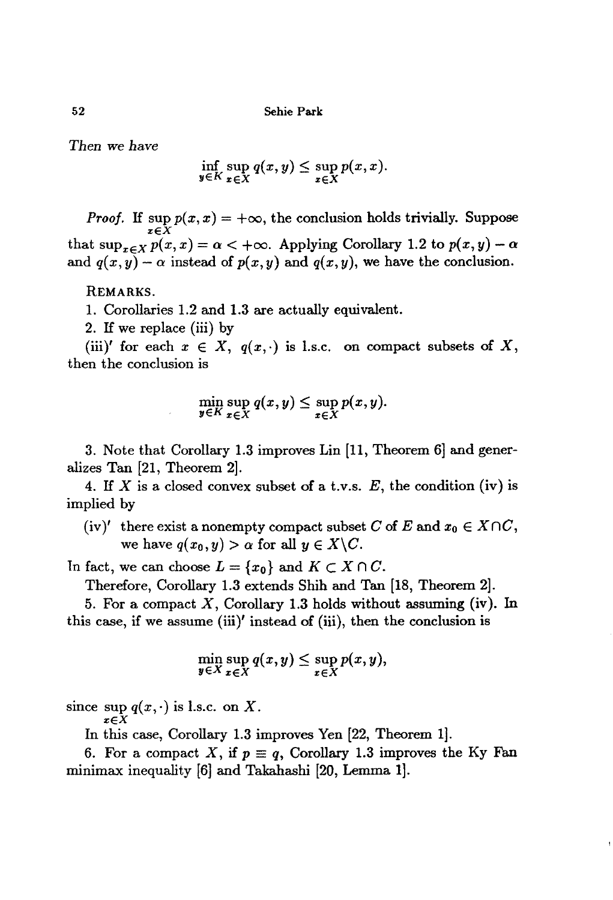*Then we have*

$$\inf_{y \in K} \sup_{x \in X} q(x, y) \leq \sup_{x \in X} p(x, x).$$

*Proof.* If $\sup_{x \in X} p(x, x) = +\infty$, the conclusion holds trivially. Suppose that $\sup_{x \in X} p(x, x) = \alpha < +\infty$. Applying Corollary 1.2 to $p(x, y) - \alpha$ and $q(x, y) - \alpha$ instead of $p(x, y)$ and $q(x, y)$, we have the conclusion.

REMARKS.

1. Corollaries 1.2 and 1.3 are actually equivalent.

2. If we replace (iii) by

(iii)′ for each $x \in X$, $q(x, \cdot)$ is l.s.c. on compact subsets of $X$,

then the conclusion is

$$\min_{y \in K} \sup_{x \in X} q(x, y) \leq \sup_{x \in X} p(x, y).$$

3. Note that Corollary 1.3 improves Lin [11, Theorem 6] and generalizes Tan [21, Theorem 2].

4. If $X$ is a closed convex subset of a t.v.s. $E$, the condition (iv) is implied by

(iv)′ there exist a nonempty compact subset $C$ of $E$ and $x_0 \in X \cap C$, we have $q(x_0, y) > \alpha$ for all $y \in X \backslash C$.

In fact, we can choose $L = \{x_0\}$ and $K \subset X \cap C$.

Therefore, Corollary 1.3 extends Shih and Tan [18, Theorem 2].

5. For a compact $X$, Corollary 1.3 holds without assuming (iv). In this case, if we assume (iii)′ instead of (iii), then the conclusion is

$$\min_{y \in X} \sup_{x \in X} q(x, y) \leq \sup_{x \in X} p(x, y),$$

since $\sup_{x \in X} q(x, \cdot)$ is l.s.c. on $X$.

In this case, Corollary 1.3 improves Yen [22, Theorem 1].

6. For a compact $X$, if $p \equiv q$, Corollary 1.3 improves the Ky Fan minimax inequality [6] and Takahashi [20, Lemma 1].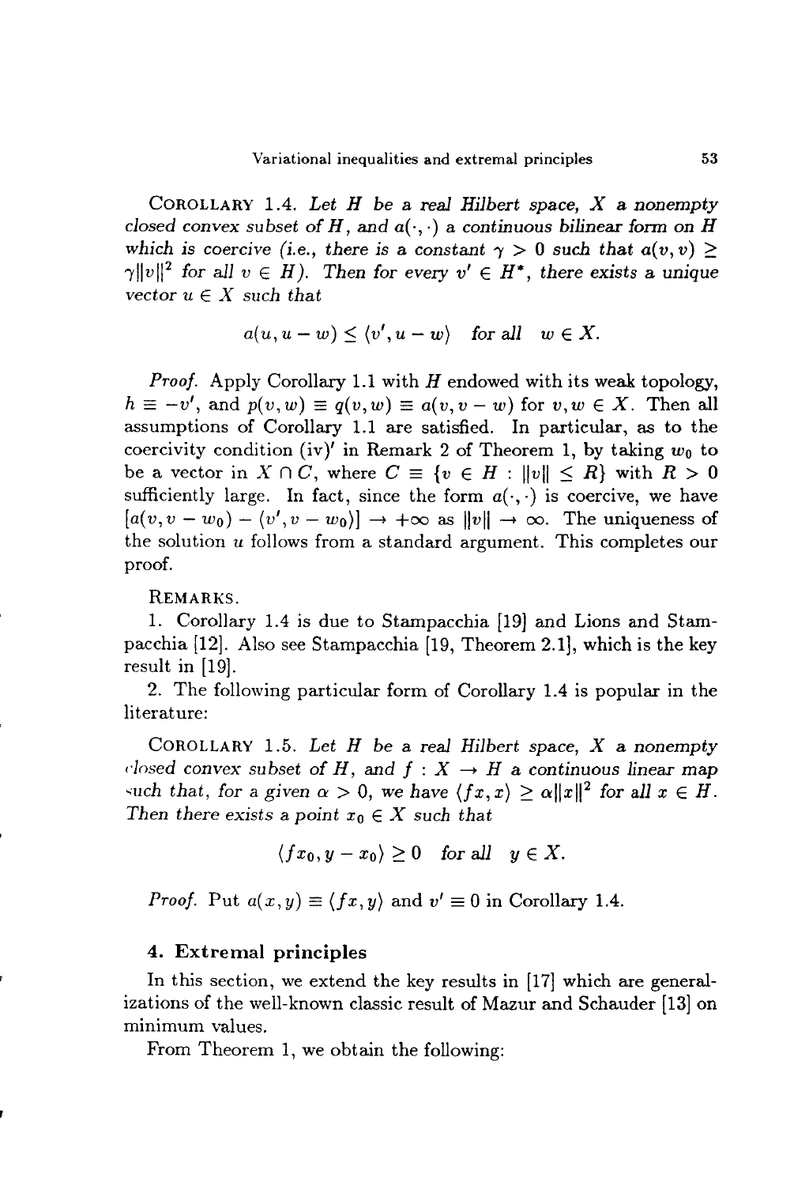COROLLARY 1.4. *Let $H$ be a real Hilbert space, $X$ a nonempty closed convex subset of $H$, and $a(\cdot,\cdot)$ a continuous bilinear form on $H$ which is coercive (i.e., there is a constant $\gamma > 0$ such that $a(v,v) \geq \gamma\|v\|^2$ for all $v \in H$). Then for every $v' \in H^*$, there exists a unique vector $u \in X$ such that*

$$a(u, u-w) \leq \langle v', u-w \rangle \quad \text{for all} \quad w \in X.$$

*Proof.* Apply Corollary 1.1 with $H$ endowed with its weak topology, $h \equiv -v'$, and $p(v,w) \equiv q(v,w) \equiv a(v, v-w)$ for $v, w \in X$. Then all assumptions of Corollary 1.1 are satisfied. In particular, as to the coercivity condition (iv)′ in Remark 2 of Theorem 1, by taking $w_0$ to be a vector in $X \cap C$, where $C \equiv \{v \in H : \|v\| \leq R\}$ with $R > 0$ sufficiently large. In fact, since the form $a(\cdot,\cdot)$ is coercive, we have $[a(v, v-w_0) - \langle v', v-w_0 \rangle] \to +\infty$ as $\|v\| \to \infty$. The uniqueness of the solution $u$ follows from a standard argument. This completes our proof.

REMARKS.

1. Corollary 1.4 is due to Stampacchia [19] and Lions and Stampacchia [12]. Also see Stampacchia [19, Theorem 2.1], which is the key result in [19].

2. The following particular form of Corollary 1.4 is popular in the literature:

COROLLARY 1.5. *Let $H$ be a real Hilbert space, $X$ a nonempty closed convex subset of $H$, and $f : X \to H$ a continuous linear map such that, for a given $\alpha > 0$, we have $\langle fx, x \rangle \geq \alpha\|x\|^2$ for all $x \in H$. Then there exists a point $x_0 \in X$ such that*

$$\langle fx_0, y - x_0 \rangle \geq 0 \quad \text{for all} \quad y \in X.$$

*Proof.* Put $a(x,y) \equiv \langle fx, y \rangle$ and $v' \equiv 0$ in Corollary 1.4.

## 4. Extremal principles

In this section, we extend the key results in [17] which are generalizations of the well-known classic result of Mazur and Schauder [13] on minimum values.

From Theorem 1, we obtain the following: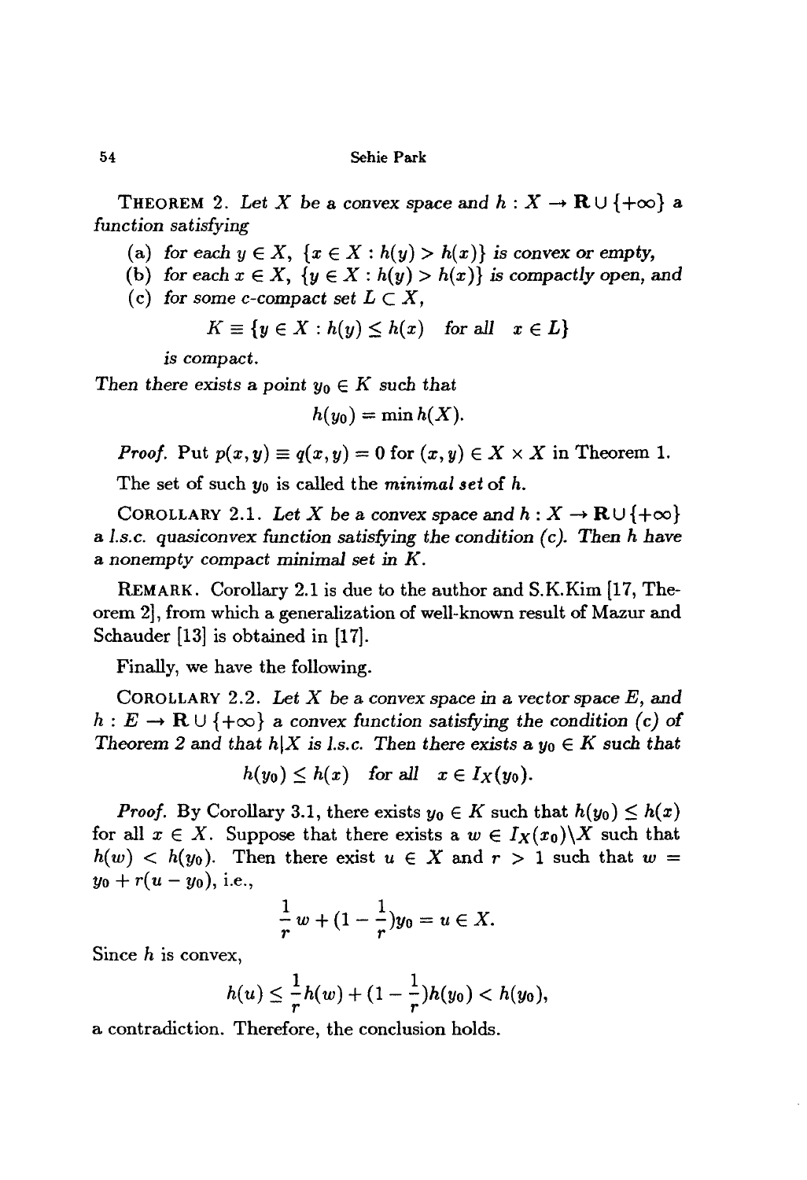THEOREM 2. *Let $X$ be a convex space and $h : X \to \mathbf{R} \cup \{+\infty\}$ a function satisfying*

(a) *for each $y \in X$, $\{x \in X : h(y) > h(x)\}$ is convex or empty,*

(b) *for each $x \in X$, $\{y \in X : h(y) > h(x)\}$ is compactly open, and*

(c) *for some c-compact set $L \subset X$,*

$$K \equiv \{y \in X : h(y) \leq h(x) \quad \text{for all} \quad x \in L\}$$

*is compact.*

*Then there exists a point $y_0 \in K$ such that*

$$h(y_0) = \min h(X).$$

*Proof.* Put $p(x, y) \equiv q(x, y) = 0$ for $(x, y) \in X \times X$ in Theorem 1.

The set of such $y_0$ is called the *minimal set* of $h$.

COROLLARY 2.1. *Let $X$ be a convex space and $h : X \to \mathbf{R} \cup \{+\infty\}$ a l.s.c. quasiconvex function satisfying the condition (c). Then $h$ have a nonempty compact minimal set in $K$.*

REMARK. Corollary 2.1 is due to the author and S.K.Kim [17, Theorem 2], from which a generalization of well-known result of Mazur and Schauder [13] is obtained in [17].

Finally, we have the following.

COROLLARY 2.2. *Let $X$ be a convex space in a vector space $E$, and $h : E \to \mathbf{R} \cup \{+\infty\}$ a convex function satisfying the condition (c) of Theorem 2 and that $h|X$ is l.s.c. Then there exists a $y_0 \in K$ such that*

$$h(y_0) \leq h(x) \quad \text{for all} \quad x \in I_X(y_0).$$

*Proof.* By Corollary 3.1, there exists $y_0 \in K$ such that $h(y_0) \leq h(x)$ for all $x \in X$. Suppose that there exists a $w \in I_X(x_0) \backslash X$ such that $h(w) < h(y_0)$. Then there exist $u \in X$ and $r > 1$ such that $w = y_0 + r(u - y_0)$, i.e.,

$$\frac{1}{r} w + (1 - \frac{1}{r}) y_0 = u \in X.$$

Since $h$ is convex,

$$h(u) \leq \frac{1}{r} h(w) + (1 - \frac{1}{r}) h(y_0) < h(y_0),$$

a contradiction. Therefore, the conclusion holds.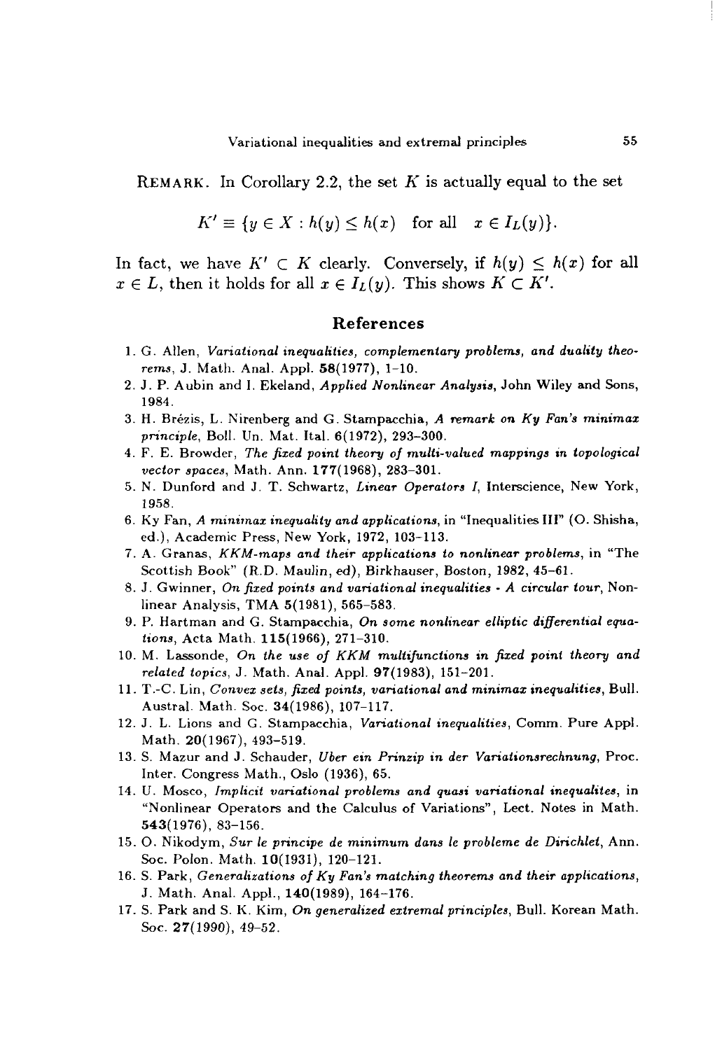REMARK. In Corollary 2.2, the set $K$ is actually equal to the set

$$K' \equiv \{y \in X : h(y) \leq h(x) \quad \text{for all} \quad x \in I_L(y)\}.$$

In fact, we have $K' \subset K$ clearly. Conversely, if $h(y) \leq h(x)$ for all $x \in L$, then it holds for all $x \in I_L(y)$. This shows $K \subset K'$.

## References

1. G. Allen, *Variational inequalities, complementary problems, and duality theorems*, J. Math. Anal. Appl. **58**(1977), 1–10.
2. J. P. Aubin and I. Ekeland, *Applied Nonlinear Analysis*, John Wiley and Sons, 1984.
3. H. Brézis, L. Nirenberg and G. Stampacchia, *A remark on Ky Fan's minimax principle*, Boll. Un. Mat. Ital. **6**(1972), 293–300.
4. F. E. Browder, *The fixed point theory of multi-valued mappings in topological vector spaces*, Math. Ann. **177**(1968), 283–301.
5. N. Dunford and J. T. Schwartz, *Linear Operators I*, Interscience, New York, 1958.
6. Ky Fan, *A minimax inequality and applications*, in "Inequalities III" (O. Shisha, ed.), Academic Press, New York, 1972, 103–113.
7. A. Granas, *KKM-maps and their applications to nonlinear problems*, in "The Scottish Book" (R.D. Maulin, ed), Birkhauser, Boston, 1982, 45–61.
8. J. Gwinner, *On fixed points and variational inequalities - A circular tour*, Nonlinear Analysis, TMA **5**(1981), 565–583.
9. P. Hartman and G. Stampacchia, *On some nonlinear elliptic differential equations*, Acta Math. **115**(1966), 271–310.
10. M. Lassonde, *On the use of KKM multifunctions in fixed point theory and related topics*, J. Math. Anal. Appl. **97**(1983), 151–201.
11. T.-C. Lin, *Convex sets, fixed points, variational and minimax inequalities*, Bull. Austral. Math. Soc. **34**(1986), 107–117.
12. J. L. Lions and G. Stampacchia, *Variational inequalities*, Comm. Pure Appl. Math. **20**(1967), 493–519.
13. S. Mazur and J. Schauder, *Uber ein Prinzip in der Variationsrechnung*, Proc. Inter. Congress Math., Oslo (1936), 65.
14. U. Mosco, *Implicit variational problems and quasi variational inequalites*, in "Nonlinear Operators and the Calculus of Variations", Lect. Notes in Math. **543**(1976), 83–156.
15. O. Nikodym, *Sur le principe de minimum dans le probleme de Dirichlet*, Ann. Soc. Polon. Math. **10**(1931), 120–121.
16. S. Park, *Generalizations of Ky Fan's matching theorems and their applications*, J. Math. Anal. Appl., **140**(1989), 164–176.
17. S. Park and S. K. Kim, *On generalized extremal principles*, Bull. Korean Math. Soc. **27**(1990), 49–52.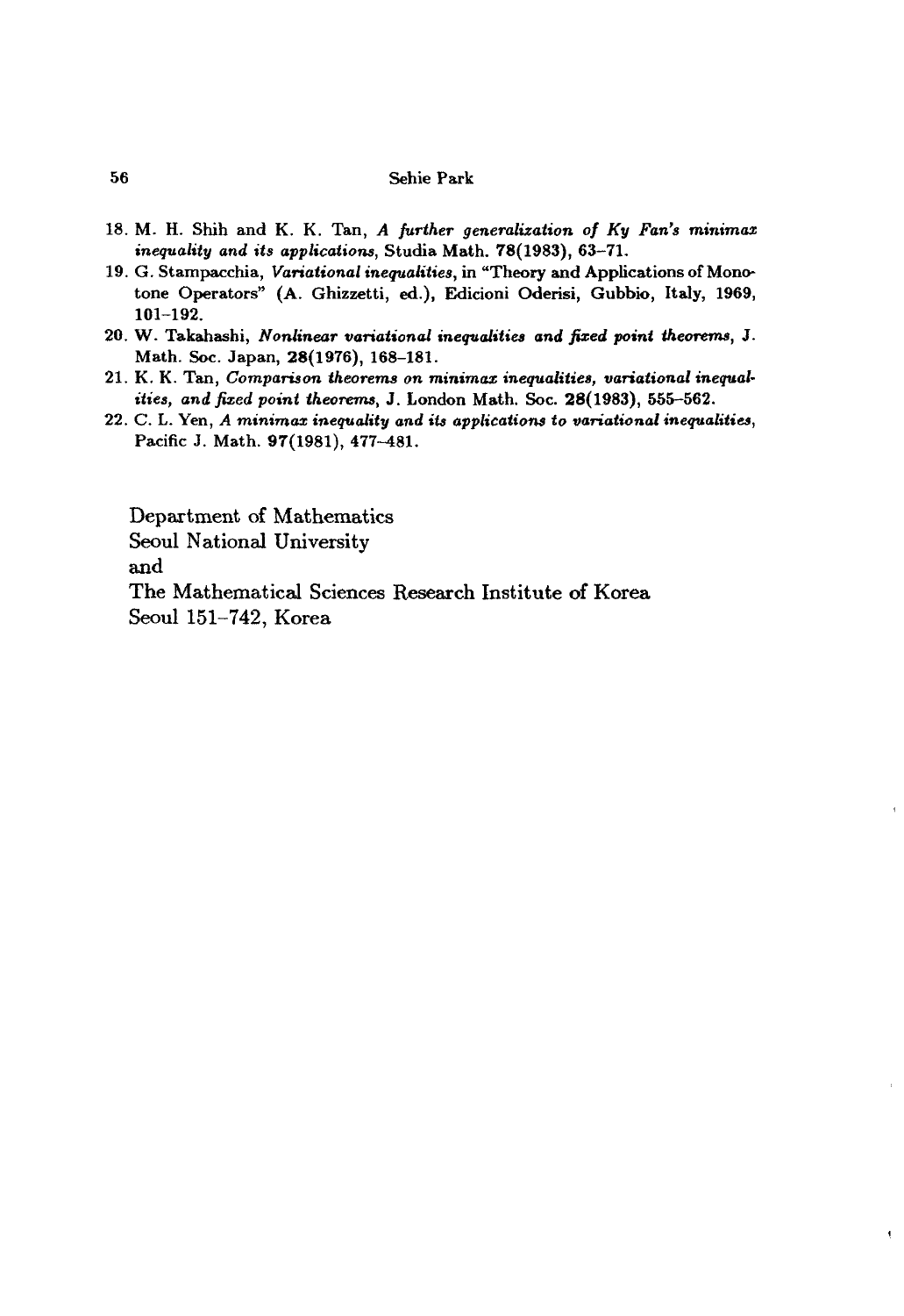18. M. H. Shih and K. K. Tan, *A further generalization of Ky Fan's minimax inequality and its applications*, Studia Math. **78**(1983), 63–71.
19. G. Stampacchia, *Variational inequalities*, in "Theory and Applications of Monotone Operators" (A. Ghizzetti, ed.), Edicioni Oderisi, Gubbio, Italy, 1969, 101–192.
20. W. Takahashi, *Nonlinear variational inequalities and fixed point theorems*, J. Math. Soc. Japan, **28**(1976), 168–181.
21. K. K. Tan, *Comparison theorems on minimax inequalities, variational inequalities, and fixed point theorems*, J. London Math. Soc. **28**(1983), 555–562.
22. C. L. Yen, *A minimax inequality and its applications to variational inequalities*, Pacific J. Math. **97**(1981), 477–481.

Department of Mathematics
Seoul National University
and
The Mathematical Sciences Research Institute of Korea
Seoul 151–742, Korea